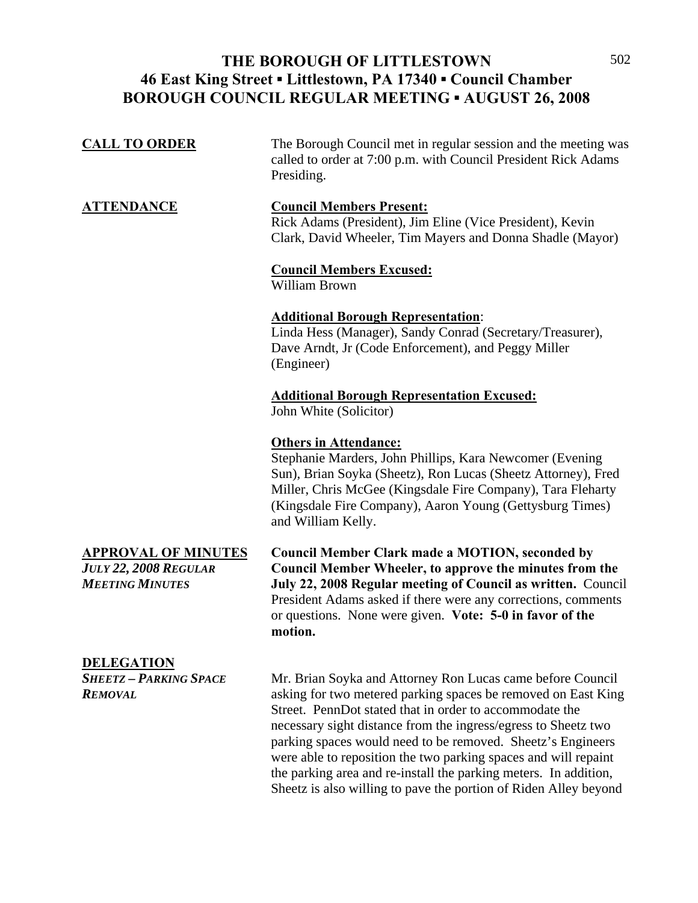# THE BOROUGH OF LITTLESTOWN
## 46 East King Street ▪ Littlestown, PA 17340 ▪ Council Chamber
## BOROUGH COUNCIL REGULAR MEETING ▪ AUGUST 26, 2008

**CALL TO ORDER**

The Borough Council met in regular session and the meeting was called to order at 7:00 p.m. with Council President Rick Adams Presiding.

**ATTENDANCE**

**Council Members Present:**
Rick Adams (President), Jim Eline (Vice President), Kevin Clark, David Wheeler, Tim Mayers and Donna Shadle (Mayor)

**Council Members Excused:**
William Brown

**Additional Borough Representation**:
Linda Hess (Manager), Sandy Conrad (Secretary/Treasurer), Dave Arndt, Jr (Code Enforcement), and Peggy Miller (Engineer)

**Additional Borough Representation Excused:**
John White (Solicitor)

**Others in Attendance:**
Stephanie Marders, John Phillips, Kara Newcomer (Evening Sun), Brian Soyka (Sheetz), Ron Lucas (Sheetz Attorney), Fred Miller, Chris McGee (Kingsdale Fire Company), Tara Fleharty (Kingsdale Fire Company), Aaron Young (Gettysburg Times) and William Kelly.

**APPROVAL OF MINUTES**
*JULY 22, 2008 REGULAR MEETING MINUTES*

**Council Member Clark made a MOTION, seconded by Council Member Wheeler, to approve the minutes from the July 22, 2008 Regular meeting of Council as written.** Council President Adams asked if there were any corrections, comments or questions. None were given. **Vote: 5-0 in favor of the motion.**

**DELEGATION**
*SHEETZ – PARKING SPACE REMOVAL*

Mr. Brian Soyka and Attorney Ron Lucas came before Council asking for two metered parking spaces be removed on East King Street. PennDot stated that in order to accommodate the necessary sight distance from the ingress/egress to Sheetz two parking spaces would need to be removed. Sheetz's Engineers were able to reposition the two parking spaces and will repaint the parking area and re-install the parking meters. In addition, Sheetz is also willing to pave the portion of Riden Alley beyond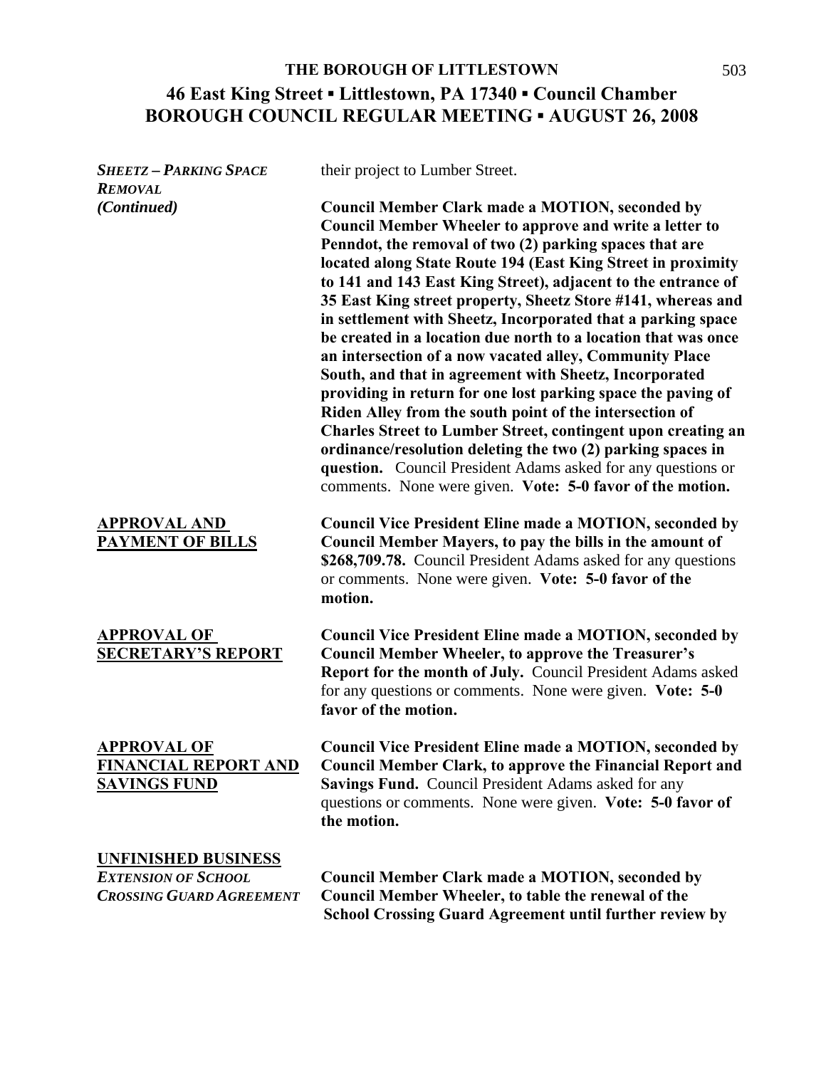**THE BOROUGH OF LITTLESTOWN**

# 46 East King Street ▪ Littlestown, PA 17340 ▪ Council Chamber
# BOROUGH COUNCIL REGULAR MEETING ▪ AUGUST 26, 2008

***SHEETZ – PARKING SPACE REMOVAL (Continued)***

their project to Lumber Street.

**Council Member Clark made a MOTION, seconded by Council Member Wheeler to approve and write a letter to Penndot, the removal of two (2) parking spaces that are located along State Route 194 (East King Street in proximity to 141 and 143 East King Street), adjacent to the entrance of 35 East King street property, Sheetz Store #141, whereas and in settlement with Sheetz, Incorporated that a parking space be created in a location due north to a location that was once an intersection of a now vacated alley, Community Place South, and that in agreement with Sheetz, Incorporated providing in return for one lost parking space the paving of Riden Alley from the south point of the intersection of Charles Street to Lumber Street, contingent upon creating an ordinance/resolution deleting the two (2) parking spaces in question.** Council President Adams asked for any questions or comments. None were given. **Vote: 5-0 favor of the motion.**

**APPROVAL AND PAYMENT OF BILLS**

**Council Vice President Eline made a MOTION, seconded by Council Member Mayers, to pay the bills in the amount of $268,709.78.** Council President Adams asked for any questions or comments. None were given. **Vote: 5-0 favor of the motion.**

**APPROVAL OF SECRETARY'S REPORT**

**Council Vice President Eline made a MOTION, seconded by Council Member Wheeler, to approve the Treasurer's Report for the month of July.** Council President Adams asked for any questions or comments. None were given. **Vote: 5-0 favor of the motion.**

**APPROVAL OF FINANCIAL REPORT AND SAVINGS FUND**

**Council Vice President Eline made a MOTION, seconded by Council Member Clark, to approve the Financial Report and Savings Fund.** Council President Adams asked for any questions or comments. None were given. **Vote: 5-0 favor of the motion.**

**UNFINISHED BUSINESS**

***EXTENSION OF SCHOOL CROSSING GUARD AGREEMENT***

**Council Member Clark made a MOTION, seconded by Council Member Wheeler, to table the renewal of the School Crossing Guard Agreement until further review by**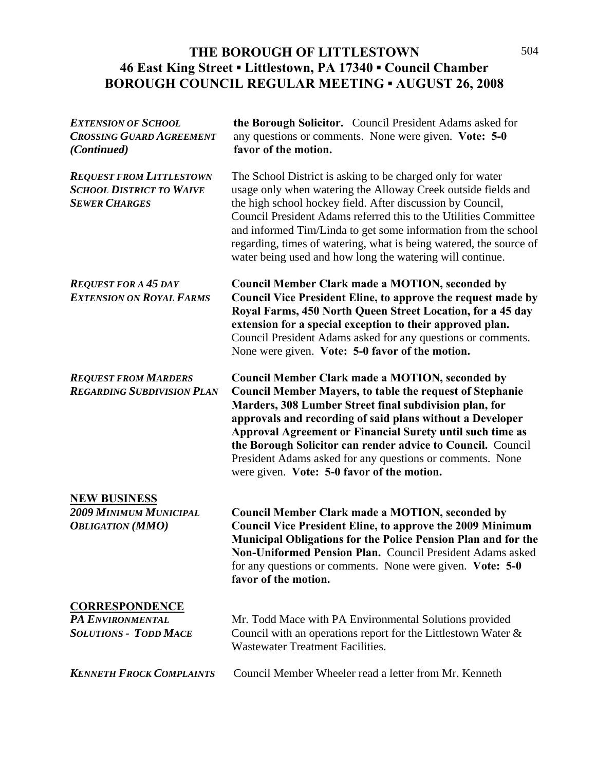# THE BOROUGH OF LITTLESTOWN
## 46 East King Street ▪ Littlestown, PA 17340 ▪ Council Chamber
## BOROUGH COUNCIL REGULAR MEETING ▪ AUGUST 26, 2008

***EXTENSION OF SCHOOL CROSSING GUARD AGREEMENT (Continued)***

**the Borough Solicitor.** Council President Adams asked for any questions or comments. None were given. **Vote: 5-0 favor of the motion.**

***REQUEST FROM LITTLESTOWN SCHOOL DISTRICT TO WAIVE SEWER CHARGES***

The School District is asking to be charged only for water usage only when watering the Alloway Creek outside fields and the high school hockey field. After discussion by Council, Council President Adams referred this to the Utilities Committee and informed Tim/Linda to get some information from the school regarding, times of watering, what is being watered, the source of water being used and how long the watering will continue.

***REQUEST FOR A 45 DAY EXTENSION ON ROYAL FARMS***

**Council Member Clark made a MOTION, seconded by Council Vice President Eline, to approve the request made by Royal Farms, 450 North Queen Street Location, for a 45 day extension for a special exception to their approved plan.** Council President Adams asked for any questions or comments. None were given. **Vote: 5-0 favor of the motion.**

***REQUEST FROM MARDERS REGARDING SUBDIVISION PLAN***

**Council Member Clark made a MOTION, seconded by Council Member Mayers, to table the request of Stephanie Marders, 308 Lumber Street final subdivision plan, for approvals and recording of said plans without a Developer Approval Agreement or Financial Surety until such time as the Borough Solicitor can render advice to Council.** Council President Adams asked for any questions or comments. None were given. **Vote: 5-0 favor of the motion.**

## NEW BUSINESS

***2009 MINIMUM MUNICIPAL OBLIGATION (MMO)***

**Council Member Clark made a MOTION, seconded by Council Vice President Eline, to approve the 2009 Minimum Municipal Obligations for the Police Pension Plan and for the Non-Uniformed Pension Plan.** Council President Adams asked for any questions or comments. None were given. **Vote: 5-0 favor of the motion.**

## CORRESPONDENCE

***PA ENVIRONMENTAL SOLUTIONS - TODD MACE***

Mr. Todd Mace with PA Environmental Solutions provided Council with an operations report for the Littlestown Water & Wastewater Treatment Facilities.

***KENNETH FROCK COMPLAINTS***

Council Member Wheeler read a letter from Mr. Kenneth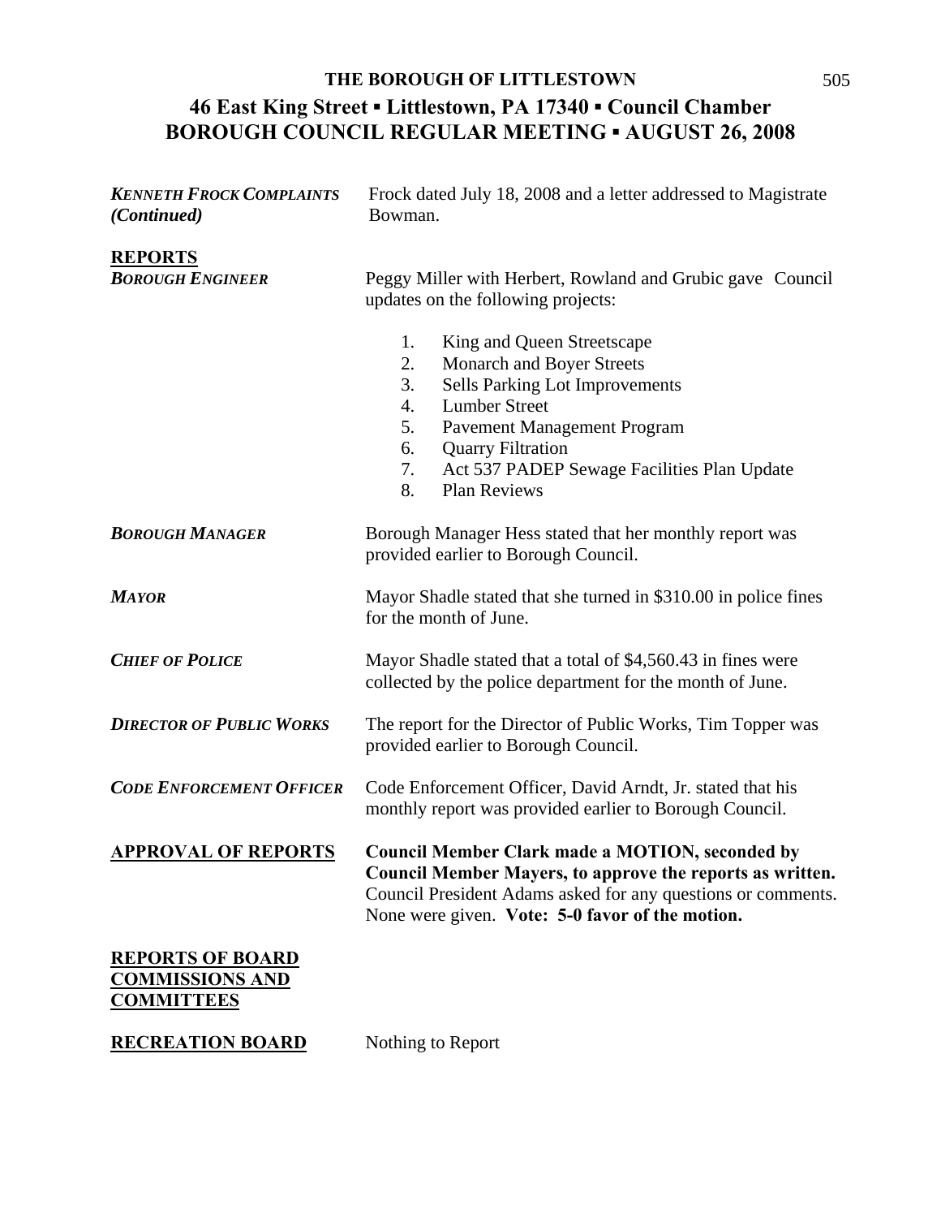# THE BOROUGH OF LITTLESTOWN

## 46 East King Street ▪ Littlestown, PA 17340 ▪ Council Chamber
## BOROUGH COUNCIL REGULAR MEETING ▪ AUGUST 26, 2008

***KENNETH FROCK COMPLAINTS (Continued)***

Frock dated July 18, 2008 and a letter addressed to Magistrate Bowman.

**REPORTS**

***BOROUGH ENGINEER***

Peggy Miller with Herbert, Rowland and Grubic gave Council updates on the following projects:

1. King and Queen Streetscape
2. Monarch and Boyer Streets
3. Sells Parking Lot Improvements
4. Lumber Street
5. Pavement Management Program
6. Quarry Filtration
7. Act 537 PADEP Sewage Facilities Plan Update
8. Plan Reviews

***BOROUGH MANAGER***

Borough Manager Hess stated that her monthly report was provided earlier to Borough Council.

***MAYOR***

Mayor Shadle stated that she turned in $310.00 in police fines for the month of June.

***CHIEF OF POLICE***

Mayor Shadle stated that a total of $4,560.43 in fines were collected by the police department for the month of June.

***DIRECTOR OF PUBLIC WORKS***

The report for the Director of Public Works, Tim Topper was provided earlier to Borough Council.

***CODE ENFORCEMENT OFFICER***

Code Enforcement Officer, David Arndt, Jr. stated that his monthly report was provided earlier to Borough Council.

**APPROVAL OF REPORTS**

**Council Member Clark made a MOTION, seconded by Council Member Mayers, to approve the reports as written.** Council President Adams asked for any questions or comments. None were given. **Vote: 5-0 favor of the motion.**

**REPORTS OF BOARD COMMISSIONS AND COMMITTEES**

**RECREATION BOARD**

Nothing to Report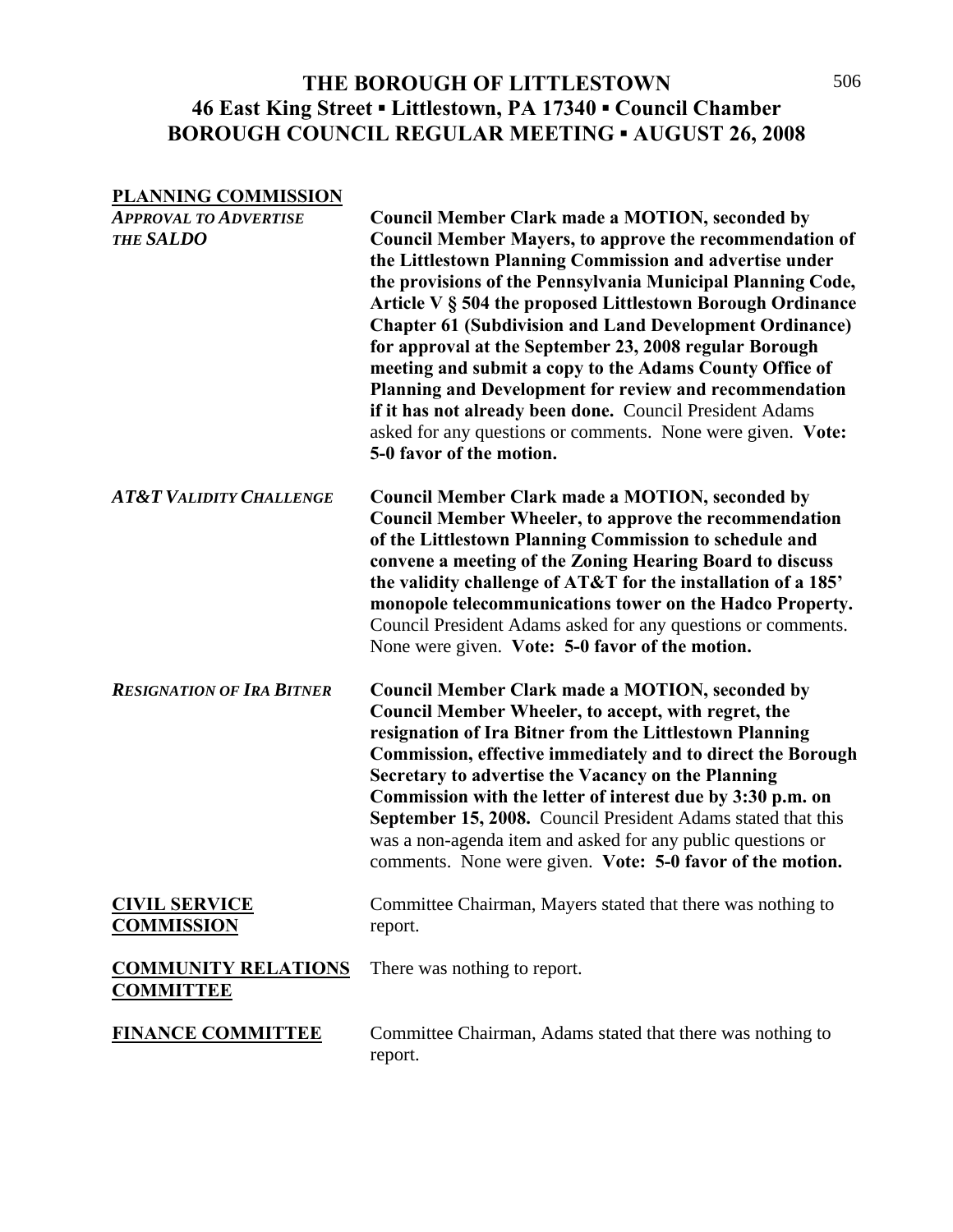**THE BOROUGH OF LITTLESTOWN**
**46 East King Street ▪ Littlestown, PA 17340 ▪ Council Chamber**
**BOROUGH COUNCIL REGULAR MEETING ▪ AUGUST 26, 2008**

## PLANNING COMMISSION

***APPROVAL TO ADVERTISE THE SALDO***

**Council Member Clark made a MOTION, seconded by Council Member Mayers, to approve the recommendation of the Littlestown Planning Commission and advertise under the provisions of the Pennsylvania Municipal Planning Code, Article V § 504 the proposed Littlestown Borough Ordinance Chapter 61 (Subdivision and Land Development Ordinance) for approval at the September 23, 2008 regular Borough meeting and submit a copy to the Adams County Office of Planning and Development for review and recommendation if it has not already been done.** Council President Adams asked for any questions or comments. None were given. **Vote: 5-0 favor of the motion.**

***AT&T VALIDITY CHALLENGE***

**Council Member Clark made a MOTION, seconded by Council Member Wheeler, to approve the recommendation of the Littlestown Planning Commission to schedule and convene a meeting of the Zoning Hearing Board to discuss the validity challenge of AT&T for the installation of a 185' monopole telecommunications tower on the Hadco Property.** Council President Adams asked for any questions or comments. None were given. **Vote: 5-0 favor of the motion.**

***RESIGNATION OF IRA BITNER***

**Council Member Clark made a MOTION, seconded by Council Member Wheeler, to accept, with regret, the resignation of Ira Bitner from the Littlestown Planning Commission, effective immediately and to direct the Borough Secretary to advertise the Vacancy on the Planning Commission with the letter of interest due by 3:30 p.m. on September 15, 2008.** Council President Adams stated that this was a non-agenda item and asked for any public questions or comments. None were given. **Vote: 5-0 favor of the motion.**

## CIVIL SERVICE COMMISSION

Committee Chairman, Mayers stated that there was nothing to report.

## COMMUNITY RELATIONS COMMITTEE

There was nothing to report.

## FINANCE COMMITTEE

Committee Chairman, Adams stated that there was nothing to report.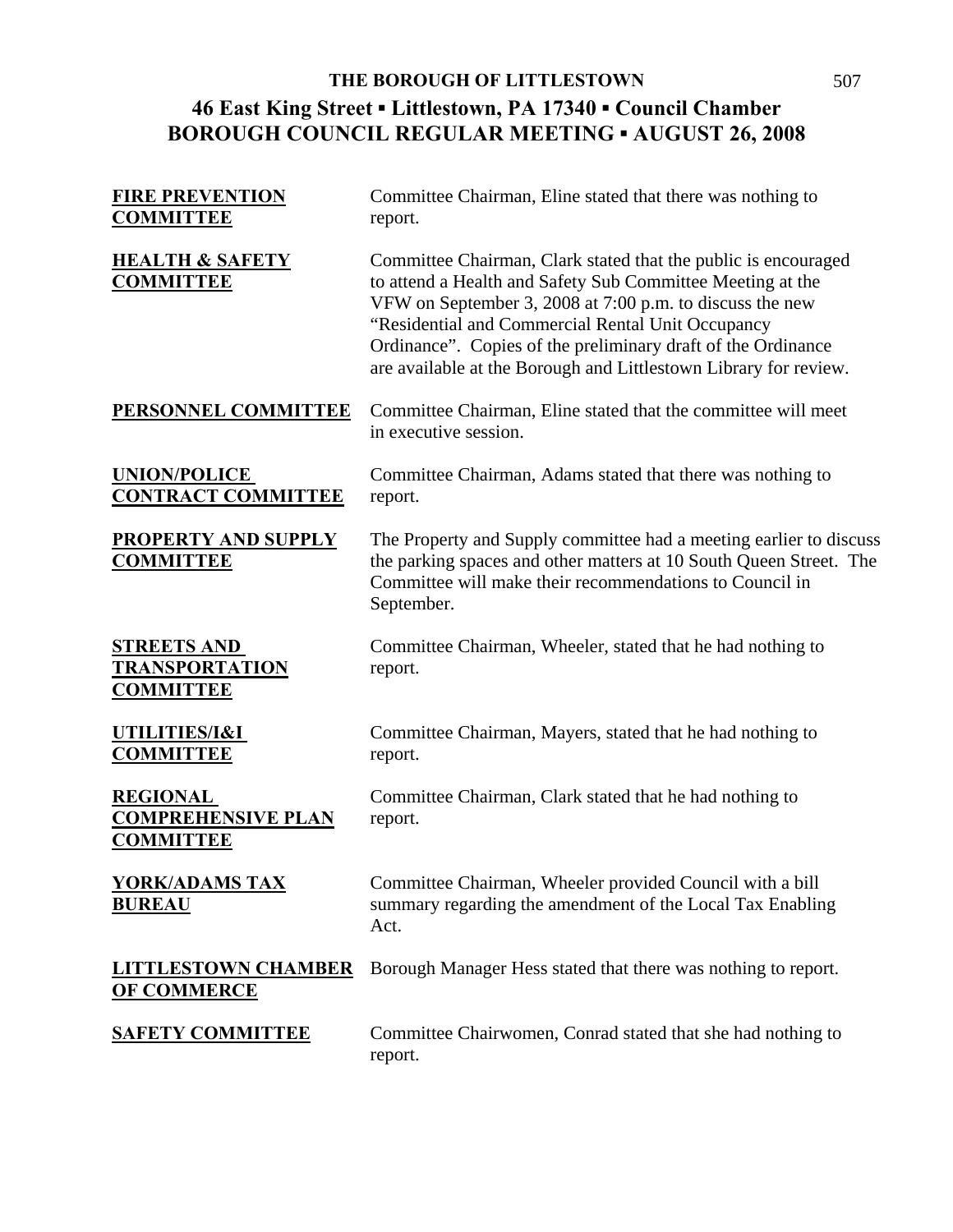**FIRE PREVENTION COMMITTEE** Committee Chairman, Eline stated that there was nothing to report.

**HEALTH & SAFETY COMMITTEE** Committee Chairman, Clark stated that the public is encouraged to attend a Health and Safety Sub Committee Meeting at the VFW on September 3, 2008 at 7:00 p.m. to discuss the new "Residential and Commercial Rental Unit Occupancy Ordinance". Copies of the preliminary draft of the Ordinance are available at the Borough and Littlestown Library for review.

**PERSONNEL COMMITTEE** Committee Chairman, Eline stated that the committee will meet in executive session.

**UNION/POLICE CONTRACT COMMITTEE** Committee Chairman, Adams stated that there was nothing to report.

**PROPERTY AND SUPPLY COMMITTEE** The Property and Supply committee had a meeting earlier to discuss the parking spaces and other matters at 10 South Queen Street. The Committee will make their recommendations to Council in September.

**STREETS AND TRANSPORTATION COMMITTEE** Committee Chairman, Wheeler, stated that he had nothing to report.

**UTILITIES/I&I COMMITTEE** Committee Chairman, Mayers, stated that he had nothing to report.

**REGIONAL COMPREHENSIVE PLAN COMMITTEE** Committee Chairman, Clark stated that he had nothing to report.

**YORK/ADAMS TAX BUREAU** Committee Chairman, Wheeler provided Council with a bill summary regarding the amendment of the Local Tax Enabling Act.

**LITTLESTOWN CHAMBER OF COMMERCE** Borough Manager Hess stated that there was nothing to report.

**SAFETY COMMITTEE** Committee Chairwomen, Conrad stated that she had nothing to report.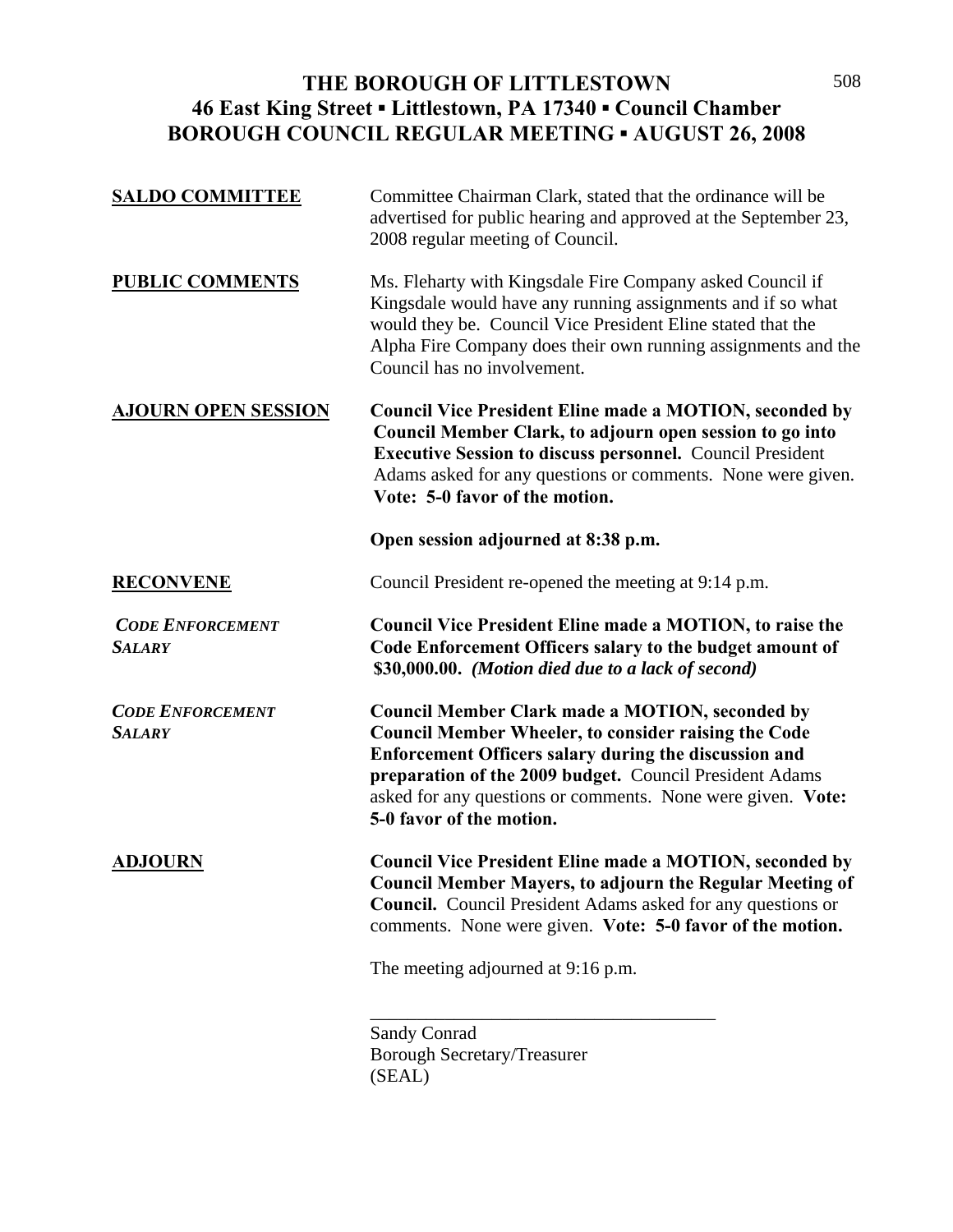**THE BOROUGH OF LITTLESTOWN**
**46 East King Street ▪ Littlestown, PA 17340 ▪ Council Chamber**
**BOROUGH COUNCIL REGULAR MEETING ▪ AUGUST 26, 2008**

**SALDO COMMITTEE**

Committee Chairman Clark, stated that the ordinance will be advertised for public hearing and approved at the September 23, 2008 regular meeting of Council.

**PUBLIC COMMENTS**

Ms. Fleharty with Kingsdale Fire Company asked Council if Kingsdale would have any running assignments and if so what would they be. Council Vice President Eline stated that the Alpha Fire Company does their own running assignments and the Council has no involvement.

**AJOURN OPEN SESSION**

**Council Vice President Eline made a MOTION, seconded by Council Member Clark, to adjourn open session to go into Executive Session to discuss personnel.** Council President Adams asked for any questions or comments. None were given. **Vote: 5-0 favor of the motion.**

**Open session adjourned at 8:38 p.m.**

**RECONVENE**

Council President re-opened the meeting at 9:14 p.m.

***CODE ENFORCEMENT SALARY***

**Council Vice President Eline made a MOTION, to raise the Code Enforcement Officers salary to the budget amount of $30,000.00.** ***(Motion died due to a lack of second)***

***CODE ENFORCEMENT SALARY***

**Council Member Clark made a MOTION, seconded by Council Member Wheeler, to consider raising the Code Enforcement Officers salary during the discussion and preparation of the 2009 budget.** Council President Adams asked for any questions or comments. None were given. **Vote: 5-0 favor of the motion.**

**ADJOURN**

**Council Vice President Eline made a MOTION, seconded by Council Member Mayers, to adjourn the Regular Meeting of Council.** Council President Adams asked for any questions or comments. None were given. **Vote: 5-0 favor of the motion.**

The meeting adjourned at 9:16 p.m.

_______________________________________

Sandy Conrad
Borough Secretary/Treasurer
(SEAL)